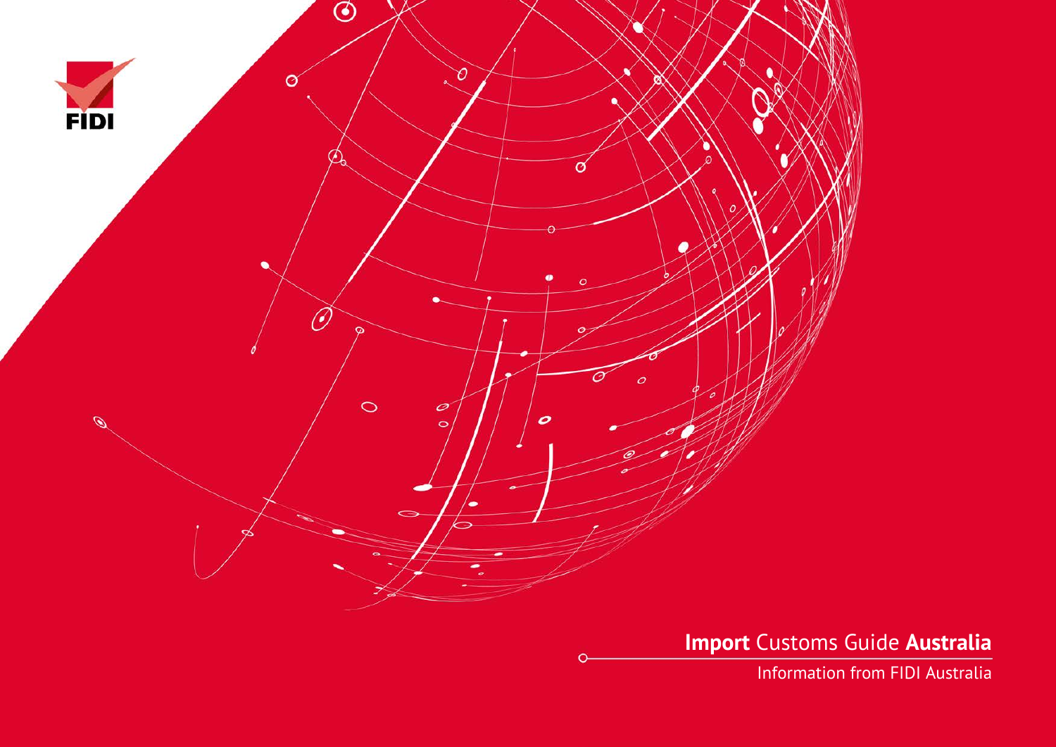FIDI

# **Import** Customs Guide **Australia**

Information from FIDI Australia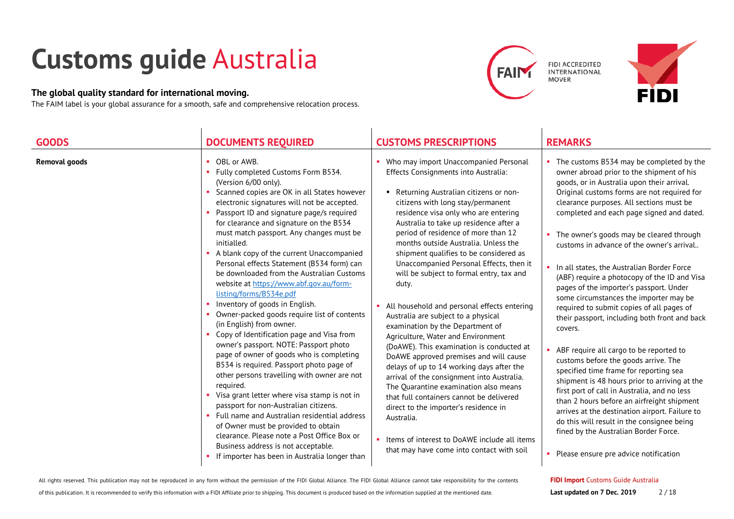# Customs guide Australia

**The global quality standard for international moving.**

The FAIM label is your global assurance for a smooth, safe and comprehensive relocation process.

FIDI ACCREDITED INTERNATIONAL MOVER

| GOODS | DOCUMENTS REQUIRED | CUSTOMS PRESCRIPTIONS | REMARKS |
|---|---|---|---|
| **Removal goods** | ▪ OBL or AWB.<br>▪ Fully completed Customs Form B534. (Version 6/00 only).<br>▪ Scanned copies are OK in all States however electronic signatures will not be accepted.<br>▪ Passport ID and signature page/s required for clearance and signature on the B534 must match passport. Any changes must be initialled.<br>▪ A blank copy of the current Unaccompanied Personal effects Statement (B534 form) can be downloaded from the Australian Customs website at https://www.abf.gov.au/form-listing/forms/B534e.pdf<br>▪ Inventory of goods in English.<br>▪ Owner-packed goods require list of contents (in English) from owner.<br>▪ Copy of Identification page and Visa from owner's passport. NOTE: Passport photo page of owner of goods who is completing B534 is required. Passport photo page of other persons travelling with owner are not required.<br>▪ Visa grant letter where visa stamp is not in passport for non-Australian citizens.<br>▪ Full name and Australian residential address of Owner must be provided to obtain clearance. Please note a Post Office Box or Business address is not acceptable.<br>▪ If importer has been in Australia longer than | ▪ Who may import Unaccompanied Personal Effects Consignments into Australia:<br><br>▪ Returning Australian citizens or non-citizens with long stay/permanent residence visa only who are entering Australia to take up residence after a period of residence of more than 12 months outside Australia. Unless the shipment qualifies to be considered as Unaccompanied Personal Effects, then it will be subject to formal entry, tax and duty.<br><br>▪ All household and personal effects entering Australia are subject to a physical examination by the Department of Agriculture, Water and Environment (DoAWE). This examination is conducted at DoAWE approved premises and will cause delays of up to 14 working days after the arrival of the consignment into Australia. The Quarantine examination also means that full containers cannot be delivered direct to the importer's residence in Australia.<br><br>▪ Items of interest to DoAWE include all items that may have come into contact with soil | ▪ The customs B534 may be completed by the owner abroad prior to the shipment of his goods, or in Australia upon their arrival. Original customs forms are not required for clearance purposes. All sections must be completed and each page signed and dated.<br><br>▪ The owner's goods may be cleared through customs in advance of the owner's arrival..<br><br>▪ In all states, the Australian Border Force (ABF) require a photocopy of the ID and Visa pages of the importer's passport. Under some circumstances the importer may be required to submit copies of all pages of their passport, including both front and back covers.<br><br>▪ ABF require all cargo to be reported to customs before the goods arrive. The specified time frame for reporting sea shipment is 48 hours prior to arriving at the first port of call in Australia, and no less than 2 hours before an airfreight shipment arrives at the destination airport. Failure to do this will result in the consignee being fined by the Australian Border Force.<br><br>▪ Please ensure pre advice notification |

All rights reserved. This publication may not be reproduced in any form without the permission of the FIDI Global Alliance. The FIDI Global Alliance cannot take responsibility for the contents of this publication. It is recommended to verify this information with a FIDI Affiliate prior to shipping. This document is produced based on the information supplied at the mentioned date.

**FIDI Import** Customs Guide Australia
**Last updated on 7 Dec. 2019**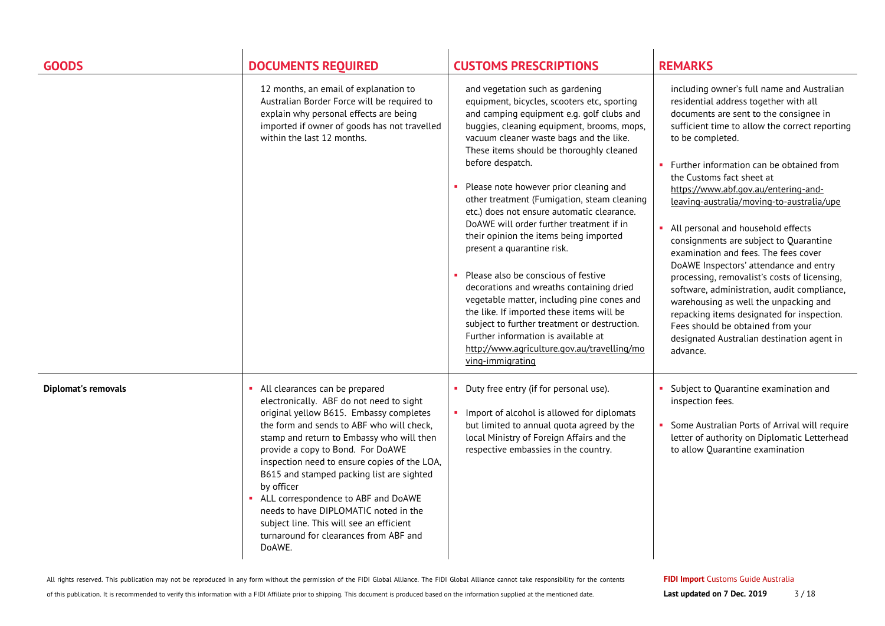| GOODS | DOCUMENTS REQUIRED | CUSTOMS PRESCRIPTIONS | REMARKS |
|---|---|---|---|
| | 12 months, an email of explanation to Australian Border Force will be required to explain why personal effects are being imported if owner of goods has not travelled within the last 12 months. | and vegetation such as gardening equipment, bicycles, scooters etc, sporting and camping equipment e.g. golf clubs and buggies, cleaning equipment, brooms, mops, vacuum cleaner waste bags and the like. These items should be thoroughly cleaned before despatch.<br>▪ Please note however prior cleaning and other treatment (Fumigation, steam cleaning etc.) does not ensure automatic clearance. DoAWE will order further treatment if in their opinion the items being imported present a quarantine risk.<br>▪ Please also be conscious of festive decorations and wreaths containing dried vegetable matter, including pine cones and the like. If imported these items will be subject to further treatment or destruction. Further information is available at http://www.agriculture.gov.au/travelling/moving-immigrating | including owner's full name and Australian residential address together with all documents are sent to the consignee in sufficient time to allow the correct reporting to be completed.<br>▪ Further information can be obtained from the Customs fact sheet at https://www.abf.gov.au/entering-and-leaving-australia/moving-to-australia/upe<br>▪ All personal and household effects consignments are subject to Quarantine examination and fees. The fees cover DoAWE Inspectors' attendance and entry processing, removalist's costs of licensing, software, administration, audit compliance, warehousing as well the unpacking and repacking items designated for inspection. Fees should be obtained from your designated Australian destination agent in advance. |
| **Diplomat's removals** | ▪ All clearances can be prepared electronically. ABF do not need to sight original yellow B615. Embassy completes the form and sends to ABF who will check, stamp and return to Embassy who will then provide a copy to Bond. For DoAWE inspection need to ensure copies of the LOA, B615 and stamped packing list are sighted by officer<br>▪ ALL correspondence to ABF and DoAWE needs to have DIPLOMATIC noted in the subject line. This will see an efficient turnaround for clearances from ABF and DoAWE. | ▪ Duty free entry (if for personal use).<br>▪ Import of alcohol is allowed for diplomats but limited to annual quota agreed by the local Ministry of Foreign Affairs and the respective embassies in the country. | ▪ Subject to Quarantine examination and inspection fees.<br>▪ Some Australian Ports of Arrival will require letter of authority on Diplomatic Letterhead to allow Quarantine examination |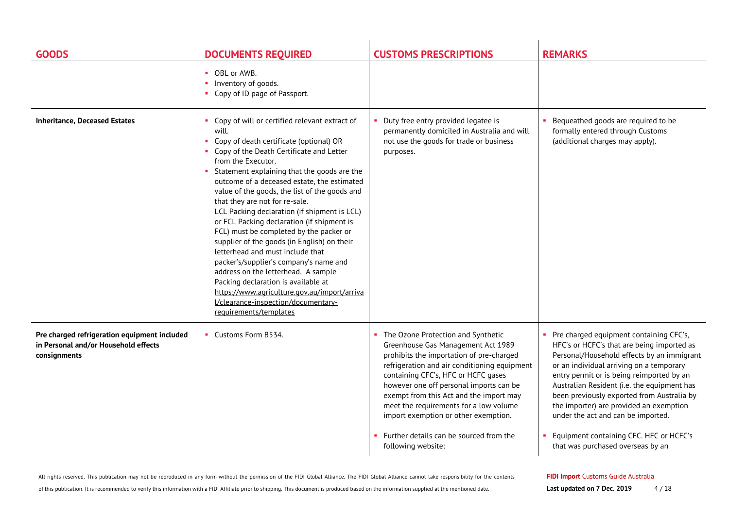| GOODS | DOCUMENTS REQUIRED | CUSTOMS PRESCRIPTIONS | REMARKS |
|---|---|---|---|
| | ▪ OBL or AWB.<br>▪ Inventory of goods.<br>▪ Copy of ID page of Passport. | | |
| **Inheritance, Deceased Estates** | ▪ Copy of will or certified relevant extract of will.<br>▪ Copy of death certificate (optional) OR<br>▪ Copy of the Death Certificate and Letter from the Executor.<br>▪ Statement explaining that the goods are the outcome of a deceased estate, the estimated value of the goods, the list of the goods and that they are not for re-sale.<br>LCL Packing declaration (if shipment is LCL) or FCL Packing declaration (if shipment is FCL) must be completed by the packer or supplier of the goods (in English) on their letterhead and must include that packer's/supplier's company's name and address on the letterhead. A sample Packing declaration is available at https://www.agriculture.gov.au/import/arrival/clearance-inspection/documentary-requirements/templates | ▪ Duty free entry provided legatee is permanently domiciled in Australia and will not use the goods for trade or business purposes. | ▪ Bequeathed goods are required to be formally entered through Customs (additional charges may apply). |
| **Pre charged refrigeration equipment included in Personal and/or Household effects consignments** | ▪ Customs Form B534. | ▪ The Ozone Protection and Synthetic Greenhouse Gas Management Act 1989 prohibits the importation of pre-charged refrigeration and air conditioning equipment containing CFC's, HFC or HCFC gases however one off personal imports can be exempt from this Act and the import may meet the requirements for a low volume import exemption or other exemption.<br><br>▪ Further details can be sourced from the following website: | ▪ Pre charged equipment containing CFC's, HFC's or HCFC's that are being imported as Personal/Household effects by an immigrant or an individual arriving on a temporary entry permit or is being reimported by an Australian Resident (i.e. the equipment has been previously exported from Australia by the importer) are provided an exemption under the act and can be imported.<br><br>▪ Equipment containing CFC. HFC or HCFC's that was purchased overseas by an |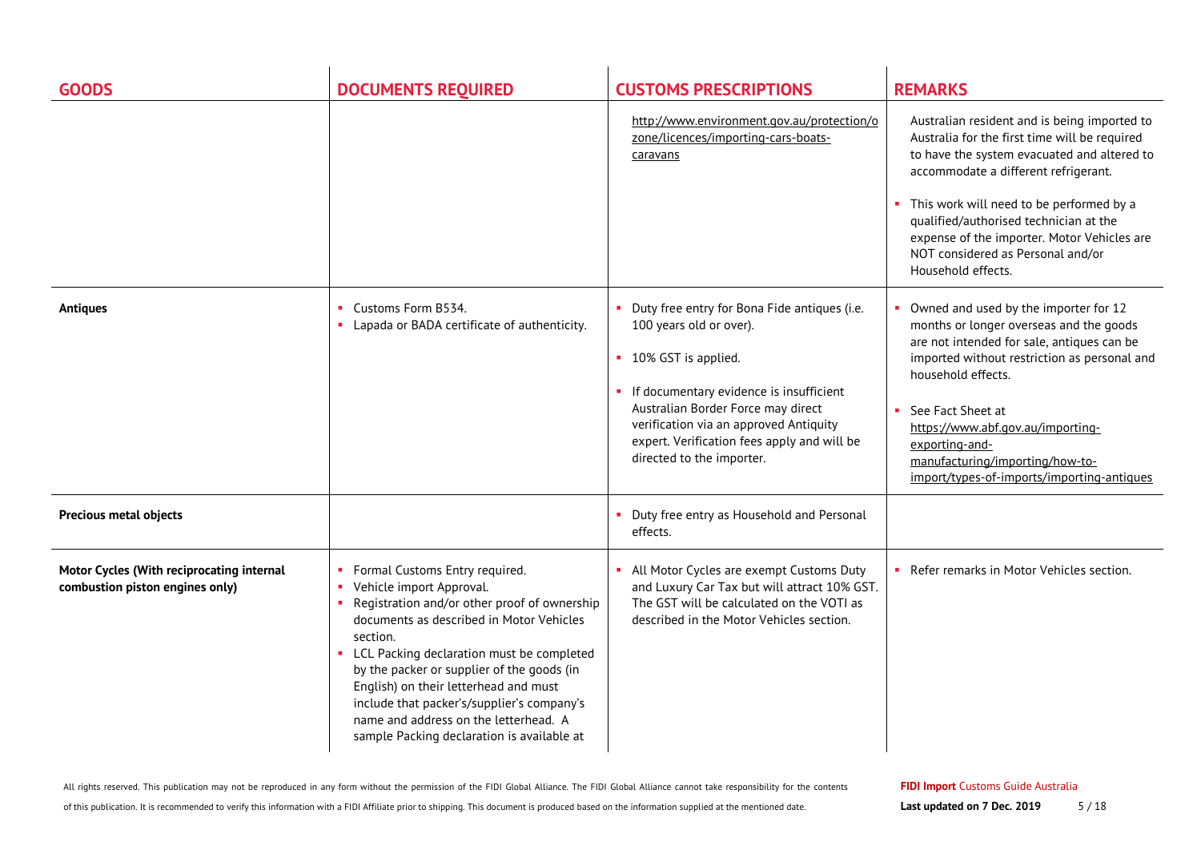| GOODS | DOCUMENTS REQUIRED | CUSTOMS PRESCRIPTIONS | REMARKS |
|---|---|---|---|
| | | http://www.environment.gov.au/protection/ozone/licences/importing-cars-boats-caravans | Australian resident and is being imported to Australia for the first time will be required to have the system evacuated and altered to accommodate a different refrigerant.<br>▪ This work will need to be performed by a qualified/authorised technician at the expense of the importer. Motor Vehicles are NOT considered as Personal and/or Household effects. |
| **Antiques** | ▪ Customs Form B534.<br>▪ Lapada or BADA certificate of authenticity. | ▪ Duty free entry for Bona Fide antiques (i.e. 100 years old or over).<br>▪ 10% GST is applied.<br>▪ If documentary evidence is insufficient Australian Border Force may direct verification via an approved Antiquity expert. Verification fees apply and will be directed to the importer. | ▪ Owned and used by the importer for 12 months or longer overseas and the goods are not intended for sale, antiques can be imported without restriction as personal and household effects.<br>▪ See Fact Sheet at https://www.abf.gov.au/importing-exporting-and-manufacturing/importing/how-to-import/types-of-imports/importing-antiques |
| **Precious metal objects** | | ▪ Duty free entry as Household and Personal effects. | |
| **Motor Cycles (With reciprocating internal combustion piston engines only)** | ▪ Formal Customs Entry required.<br>▪ Vehicle import Approval.<br>▪ Registration and/or other proof of ownership documents as described in Motor Vehicles section.<br>▪ LCL Packing declaration must be completed by the packer or supplier of the goods (in English) on their letterhead and must include that packer's/supplier's company's name and address on the letterhead. A sample Packing declaration is available at | ▪ All Motor Cycles are exempt Customs Duty and Luxury Car Tax but will attract 10% GST. The GST will be calculated on the VOTI as described in the Motor Vehicles section. | ▪ Refer remarks in Motor Vehicles section. |

All rights reserved. This publication may not be reproduced in any form without the permission of the FIDI Global Alliance. The FIDI Global Alliance cannot take responsibility for the contents of this publication. It is recommended to verify this information with a FIDI Affiliate prior to shipping. This document is produced based on the information supplied at the mentioned date.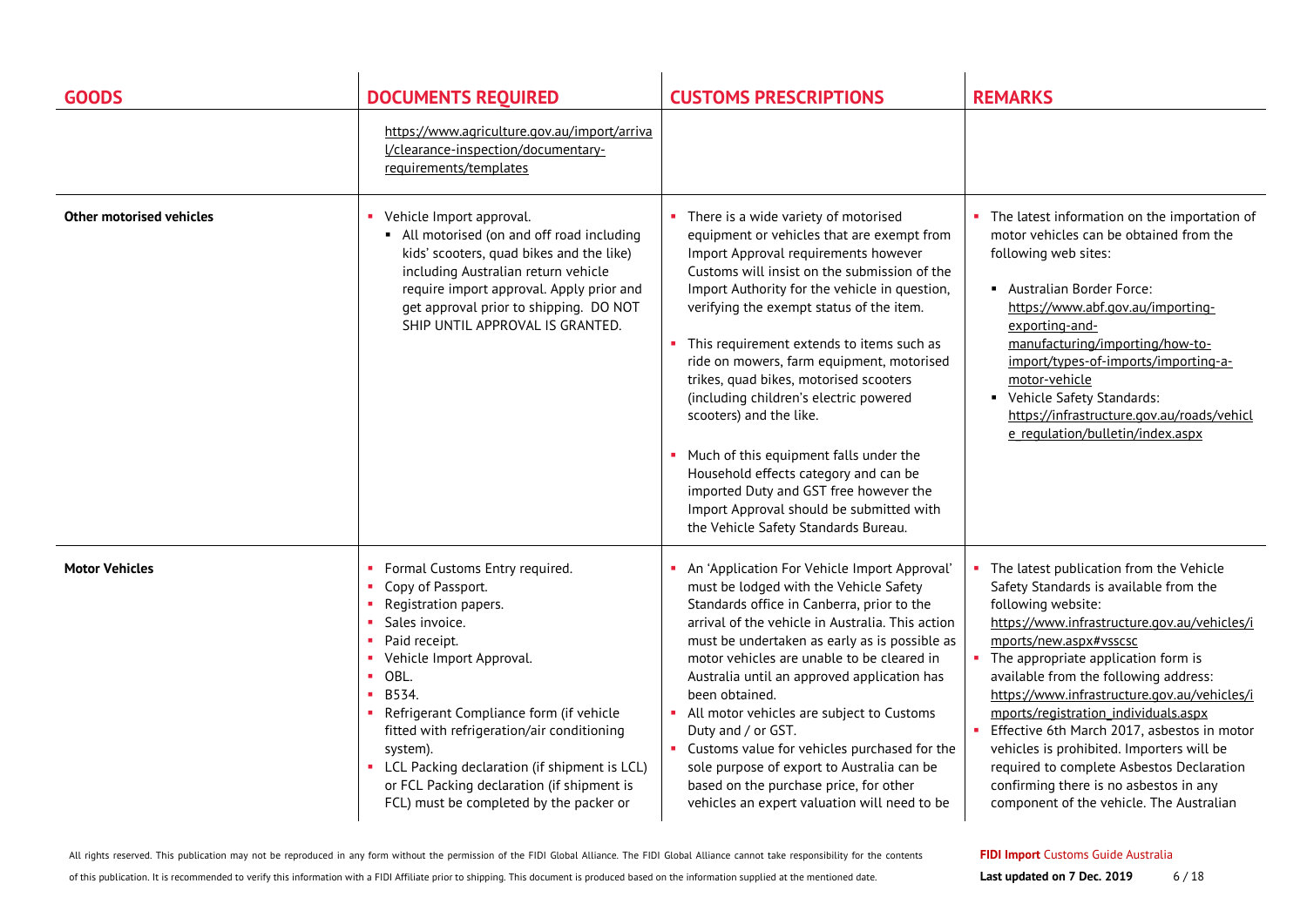| GOODS | DOCUMENTS REQUIRED | CUSTOMS PRESCRIPTIONS | REMARKS |
|---|---|---|---|
| | https://www.agriculture.gov.au/import/arrival/clearance-inspection/documentary-requirements/templates | | |
| **Other motorised vehicles** | ▪ Vehicle Import approval.<br>▪ All motorised (on and off road including kids' scooters, quad bikes and the like) including Australian return vehicle require import approval. Apply prior and get approval prior to shipping. DO NOT SHIP UNTIL APPROVAL IS GRANTED. | ▪ There is a wide variety of motorised equipment or vehicles that are exempt from Import Approval requirements however Customs will insist on the submission of the Import Authority for the vehicle in question, verifying the exempt status of the item.<br>▪ This requirement extends to items such as ride on mowers, farm equipment, motorised trikes, quad bikes, motorised scooters (including children's electric powered scooters) and the like.<br>▪ Much of this equipment falls under the Household effects category and can be imported Duty and GST free however the Import Approval should be submitted with the Vehicle Safety Standards Bureau. | ▪ The latest information on the importation of motor vehicles can be obtained from the following web sites:<br>▪ Australian Border Force: https://www.abf.gov.au/importing-exporting-and-manufacturing/importing/how-to-import/types-of-imports/importing-a-motor-vehicle<br>▪ Vehicle Safety Standards: https://infrastructure.gov.au/roads/vehicle_regulation/bulletin/index.aspx |
| **Motor Vehicles** | ▪ Formal Customs Entry required.<br>▪ Copy of Passport.<br>▪ Registration papers.<br>▪ Sales invoice.<br>▪ Paid receipt.<br>▪ Vehicle Import Approval.<br>▪ OBL.<br>▪ B534.<br>▪ Refrigerant Compliance form (if vehicle fitted with refrigeration/air conditioning system).<br>▪ LCL Packing declaration (if shipment is LCL) or FCL Packing declaration (if shipment is FCL) must be completed by the packer or | ▪ An 'Application For Vehicle Import Approval' must be lodged with the Vehicle Safety Standards office in Canberra, prior to the arrival of the vehicle in Australia. This action must be undertaken as early as is possible as motor vehicles are unable to be cleared in Australia until an approved application has been obtained.<br>▪ All motor vehicles are subject to Customs Duty and / or GST.<br>▪ Customs value for vehicles purchased for the sole purpose of export to Australia can be based on the purchase price, for other vehicles an expert valuation will need to be | ▪ The latest publication from the Vehicle Safety Standards is available from the following website: https://www.infrastructure.gov.au/vehicles/imports/new.aspx#vsscsc<br>▪ The appropriate application form is available from the following address: https://www.infrastructure.gov.au/vehicles/imports/registration_individuals.aspx<br>▪ Effective 6th March 2017, asbestos in motor vehicles is prohibited. Importers will be required to complete Asbestos Declaration confirming there is no asbestos in any component of the vehicle. The Australian |

All rights reserved. This publication may not be reproduced in any form without the permission of the FIDI Global Alliance. The FIDI Global Alliance cannot take responsibility for the contents of this publication. It is recommended to verify this information with a FIDI Affiliate prior to shipping. This document is produced based on the information supplied at the mentioned date.

**FIDI Import** Customs Guide Australia
**Last updated on 7 Dec. 2019**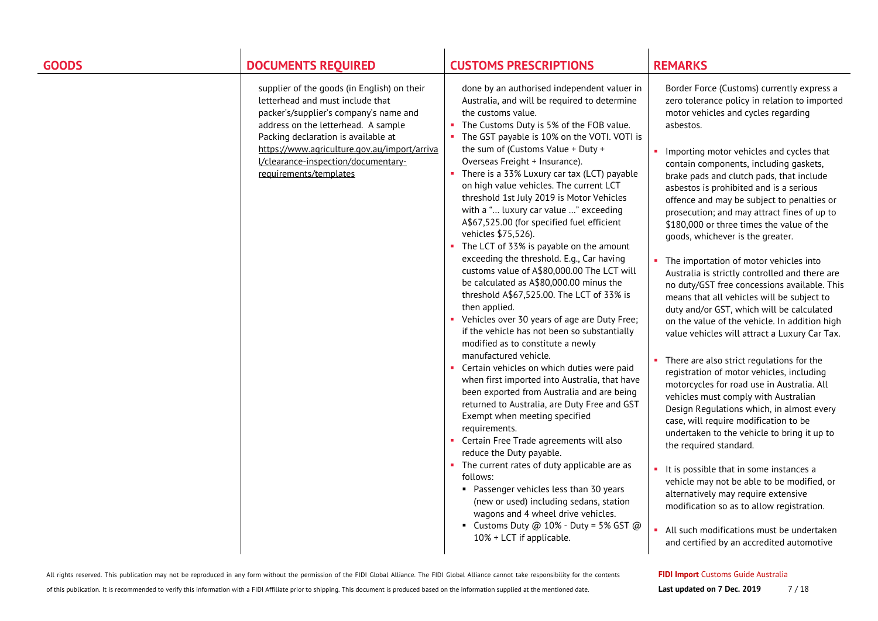| GOODS | DOCUMENTS REQUIRED | CUSTOMS PRESCRIPTIONS | REMARKS |
|---|---|---|---|
| | supplier of the goods (in English) on their letterhead and must include that packer's/supplier's company's name and address on the letterhead. A sample Packing declaration is available at https://www.agriculture.gov.au/import/arrival/clearance-inspection/documentary-requirements/templates | done by an authorised independent valuer in Australia, and will be required to determine the customs value.<br>▪ The Customs Duty is 5% of the FOB value.<br>▪ The GST payable is 10% on the VOTI. VOTI is the sum of (Customs Value + Duty + Overseas Freight + Insurance).<br>▪ There is a 33% Luxury car tax (LCT) payable on high value vehicles. The current LCT threshold 1st July 2019 is Motor Vehicles with a "… luxury car value …" exceeding A$67,525.00 (for specified fuel efficient vehicles $75,526).<br>▪ The LCT of 33% is payable on the amount exceeding the threshold. E.g., Car having customs value of A$80,000.00 The LCT will be calculated as A$80,000.00 minus the threshold A$67,525.00. The LCT of 33% is then applied.<br>▪ Vehicles over 30 years of age are Duty Free; if the vehicle has not been so substantially modified as to constitute a newly manufactured vehicle.<br>▪ Certain vehicles on which duties were paid when first imported into Australia, that have been exported from Australia and are being returned to Australia, are Duty Free and GST Exempt when meeting specified requirements.<br>▪ Certain Free Trade agreements will also reduce the Duty payable.<br>▪ The current rates of duty applicable are as follows:<br>&nbsp;&nbsp;▪ Passenger vehicles less than 30 years (new or used) including sedans, station wagons and 4 wheel drive vehicles.<br>&nbsp;&nbsp;▪ Customs Duty @ 10% - Duty = 5% GST @ 10% + LCT if applicable. | Border Force (Customs) currently express a zero tolerance policy in relation to imported motor vehicles and cycles regarding asbestos.<br><br>▪ Importing motor vehicles and cycles that contain components, including gaskets, brake pads and clutch pads, that include asbestos is prohibited and is a serious offence and may be subject to penalties or prosecution; and may attract fines of up to $180,000 or three times the value of the goods, whichever is the greater.<br><br>▪ The importation of motor vehicles into Australia is strictly controlled and there are no duty/GST free concessions available. This means that all vehicles will be subject to duty and/or GST, which will be calculated on the value of the vehicle. In addition high value vehicles will attract a Luxury Car Tax.<br><br>▪ There are also strict regulations for the registration of motor vehicles, including motorcycles for road use in Australia. All vehicles must comply with Australian Design Regulations which, in almost every case, will require modification to be undertaken to the vehicle to bring it up to the required standard.<br><br>▪ It is possible that in some instances a vehicle may not be able to be modified, or alternatively may require extensive modification so as to allow registration.<br><br>▪ All such modifications must be undertaken and certified by an accredited automotive |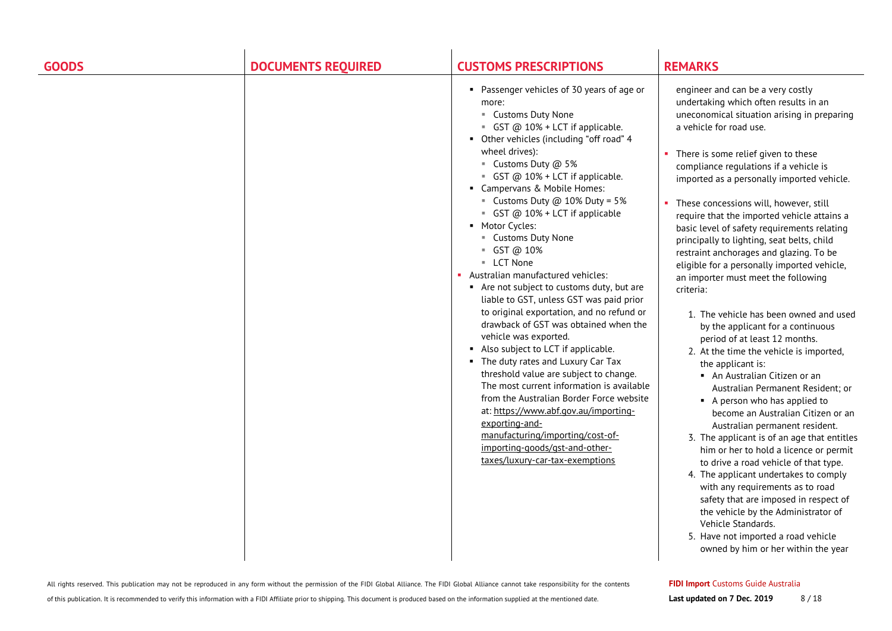| GOODS | DOCUMENTS REQUIRED | CUSTOMS PRESCRIPTIONS | REMARKS |
|---|---|---|---|
| | | ▪ Passenger vehicles of 30 years of age or more:<br>▪ Customs Duty None<br>▪ GST @ 10% + LCT if applicable.<br>▪ Other vehicles (including "off road" 4 wheel drives):<br>▪ Customs Duty @ 5%<br>▪ GST @ 10% + LCT if applicable.<br>▪ Campervans & Mobile Homes:<br>▪ Customs Duty @ 10% Duty = 5%<br>▪ GST @ 10% + LCT if applicable<br>▪ Motor Cycles:<br>▪ Customs Duty None<br>▪ GST @ 10%<br>▪ LCT None<br>▪ Australian manufactured vehicles:<br>▪ Are not subject to customs duty, but are liable to GST, unless GST was paid prior to original exportation, and no refund or drawback of GST was obtained when the vehicle was exported.<br>▪ Also subject to LCT if applicable.<br>▪ The duty rates and Luxury Car Tax threshold value are subject to change. The most current information is available from the Australian Border Force website at: https://www.abf.gov.au/importing-exporting-and-manufacturing/importing/cost-of-importing-goods/gst-and-other-taxes/luxury-car-tax-exemptions | engineer and can be a very costly undertaking which often results in an uneconomical situation arising in preparing a vehicle for road use.<br><br>▪ There is some relief given to these compliance regulations if a vehicle is imported as a personally imported vehicle.<br><br>▪ These concessions will, however, still require that the imported vehicle attains a basic level of safety requirements relating principally to lighting, seat belts, child restraint anchorages and glazing. To be eligible for a personally imported vehicle, an importer must meet the following criteria:<br><br>1. The vehicle has been owned and used by the applicant for a continuous period of at least 12 months.<br>2. At the time the vehicle is imported, the applicant is:<br>▪ An Australian Citizen or an Australian Permanent Resident; or<br>▪ A person who has applied to become an Australian Citizen or an Australian permanent resident.<br>3. The applicant is of an age that entitles him or her to hold a licence or permit to drive a road vehicle of that type.<br>4. The applicant undertakes to comply with any requirements as to road safety that are imposed in respect of the vehicle by the Administrator of Vehicle Standards.<br>5. Have not imported a road vehicle owned by him or her within the year |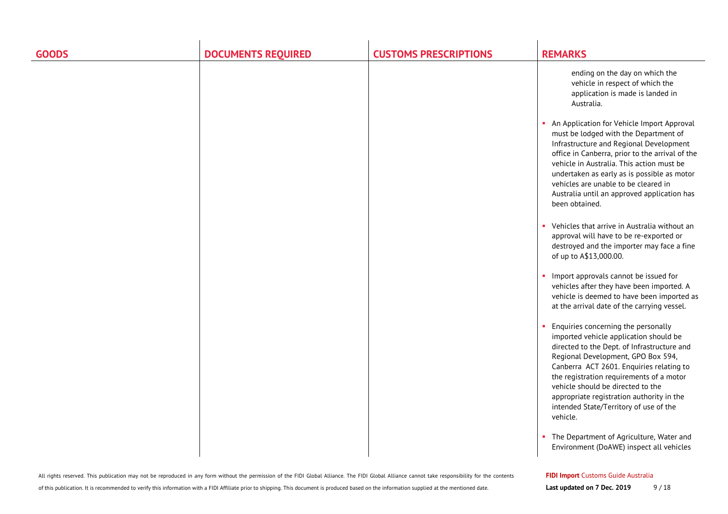| GOODS | DOCUMENTS REQUIRED | CUSTOMS PRESCRIPTIONS | REMARKS |
|---|---|---|---|
| | | | ending on the day on which the vehicle in respect of which the application is made is landed in Australia.<br><br>- An Application for Vehicle Import Approval must be lodged with the Department of Infrastructure and Regional Development office in Canberra, prior to the arrival of the vehicle in Australia. This action must be undertaken as early as is possible as motor vehicles are unable to be cleared in Australia until an approved application has been obtained.<br><br>- Vehicles that arrive in Australia without an approval will have to be re-exported or destroyed and the importer may face a fine of up to A$13,000.00.<br><br>- Import approvals cannot be issued for vehicles after they have been imported. A vehicle is deemed to have been imported as at the arrival date of the carrying vessel.<br><br>- Enquiries concerning the personally imported vehicle application should be directed to the Dept. of Infrastructure and Regional Development, GPO Box 594, Canberra ACT 2601. Enquiries relating to the registration requirements of a motor vehicle should be directed to the appropriate registration authority in the intended State/Territory of use of the vehicle.<br><br>- The Department of Agriculture, Water and Environment (DoAWE) inspect all vehicles |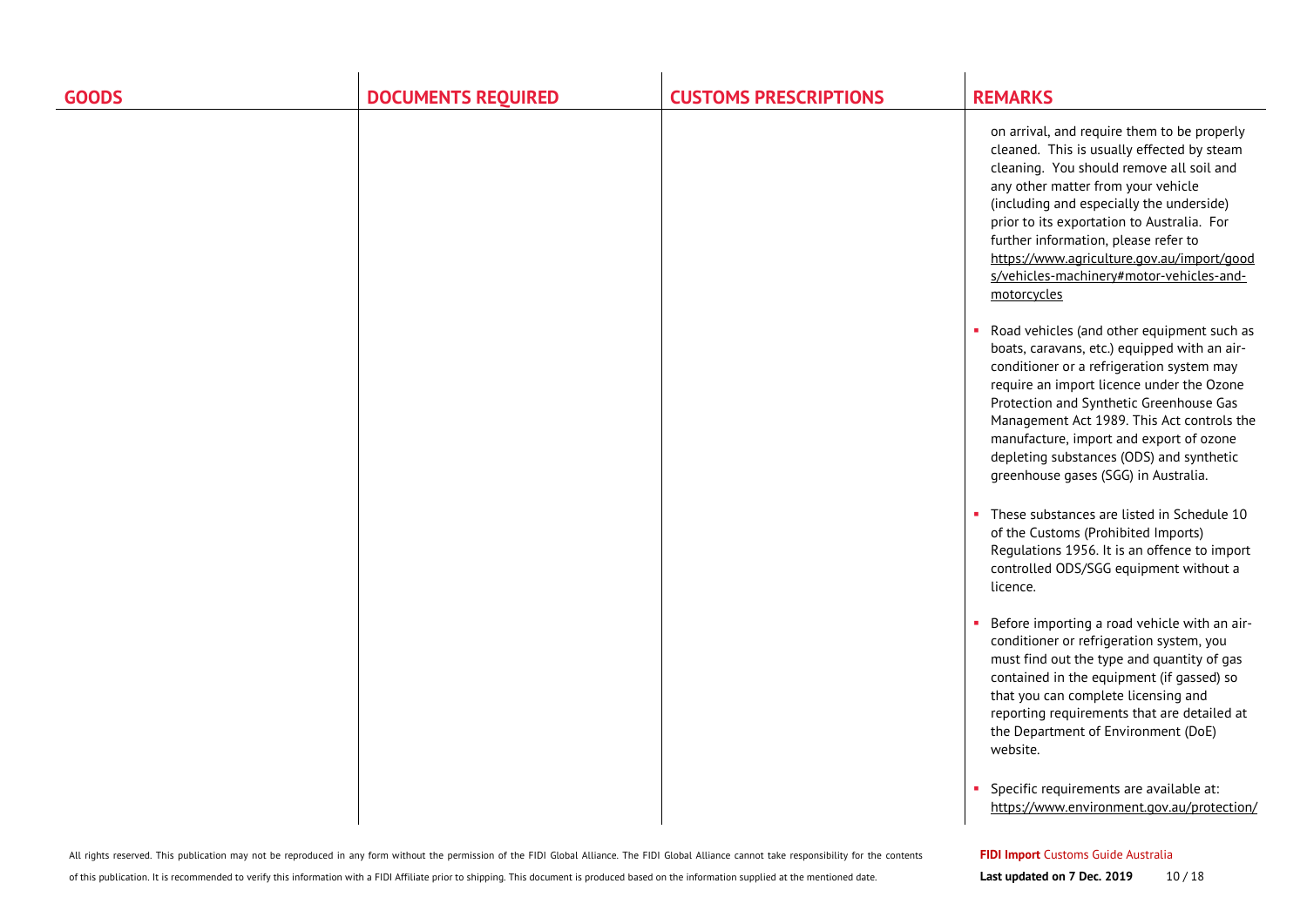| GOODS | DOCUMENTS REQUIRED | CUSTOMS PRESCRIPTIONS | REMARKS |
| --- | --- | --- | --- |
| | | | on arrival, and require them to be properly cleaned. This is usually effected by steam cleaning. You should remove all soil and any other matter from your vehicle (including and especially the underside) prior to its exportation to Australia. For further information, please refer to https://www.agriculture.gov.au/import/goods/vehicles-machinery#motor-vehicles-and-motorcycles<br><br>▪ Road vehicles (and other equipment such as boats, caravans, etc.) equipped with an air-conditioner or a refrigeration system may require an import licence under the Ozone Protection and Synthetic Greenhouse Gas Management Act 1989. This Act controls the manufacture, import and export of ozone depleting substances (ODS) and synthetic greenhouse gases (SGG) in Australia.<br><br>▪ These substances are listed in Schedule 10 of the Customs (Prohibited Imports) Regulations 1956. It is an offence to import controlled ODS/SGG equipment without a licence.<br><br>▪ Before importing a road vehicle with an air-conditioner or refrigeration system, you must find out the type and quantity of gas contained in the equipment (if gassed) so that you can complete licensing and reporting requirements that are detailed at the Department of Environment (DoE) website.<br><br>▪ Specific requirements are available at: https://www.environment.gov.au/protection/ |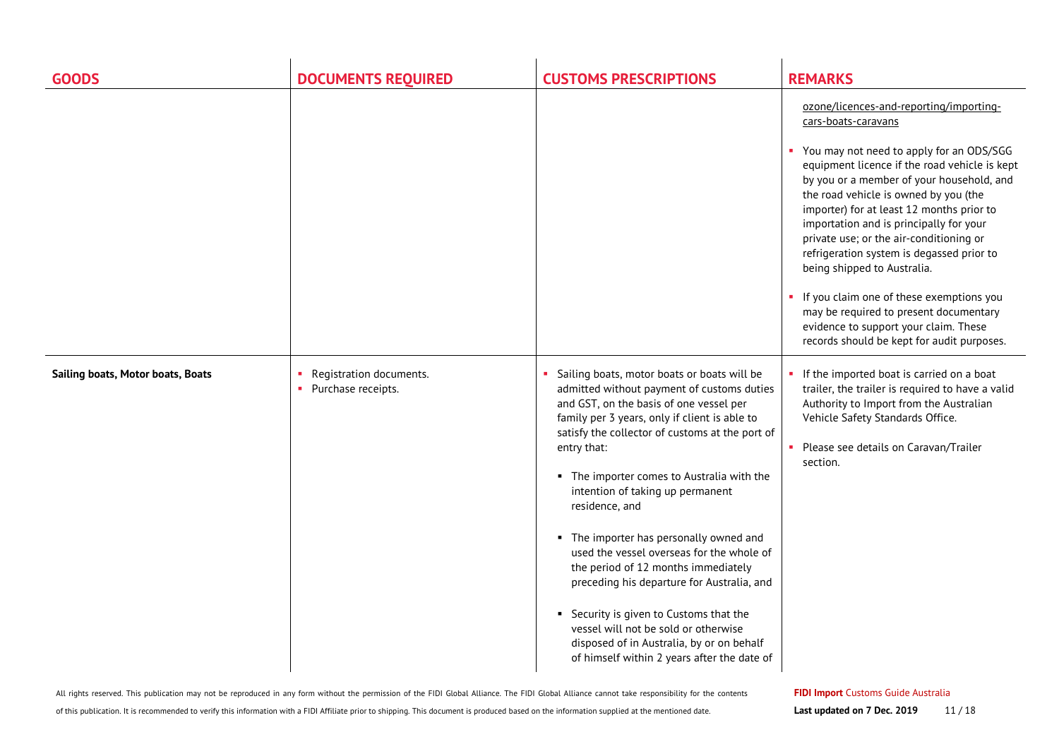| GOODS | DOCUMENTS REQUIRED | CUSTOMS PRESCRIPTIONS | REMARKS |
|---|---|---|---|
| | | | ozone/licences-and-reporting/importing-cars-boats-caravans<br><br>▪ You may not need to apply for an ODS/SGG equipment licence if the road vehicle is kept by you or a member of your household, and the road vehicle is owned by you (the importer) for at least 12 months prior to importation and is principally for your private use; or the air-conditioning or refrigeration system is degassed prior to being shipped to Australia.<br><br>▪ If you claim one of these exemptions you may be required to present documentary evidence to support your claim. These records should be kept for audit purposes. |
| **Sailing boats, Motor boats, Boats** | ▪ Registration documents.<br>▪ Purchase receipts. | ▪ Sailing boats, motor boats or boats will be admitted without payment of customs duties and GST, on the basis of one vessel per family per 3 years, only if client is able to satisfy the collector of customs at the port of entry that:<br><br>▪ The importer comes to Australia with the intention of taking up permanent residence, and<br><br>▪ The importer has personally owned and used the vessel overseas for the whole of the period of 12 months immediately preceding his departure for Australia, and<br><br>▪ Security is given to Customs that the vessel will not be sold or otherwise disposed of in Australia, by or on behalf of himself within 2 years after the date of | ▪ If the imported boat is carried on a boat trailer, the trailer is required to have a valid Authority to Import from the Australian Vehicle Safety Standards Office.<br><br>▪ Please see details on Caravan/Trailer section. |

All rights reserved. This publication may not be reproduced in any form without the permission of the FIDI Global Alliance. The FIDI Global Alliance cannot take responsibility for the contents of this publication. It is recommended to verify this information with a FIDI Affiliate prior to shipping. This document is produced based on the information supplied at the mentioned date.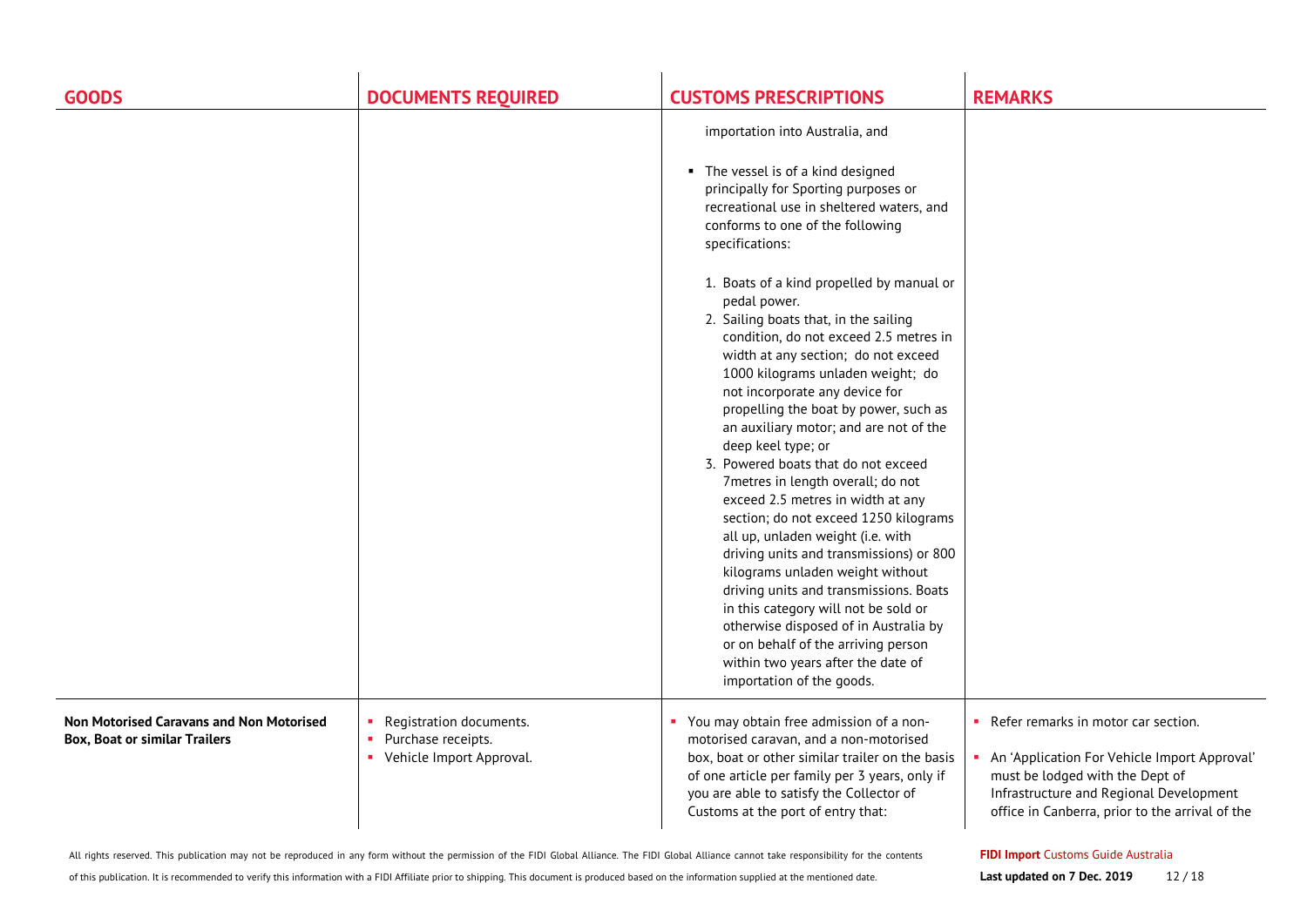| GOODS | DOCUMENTS REQUIRED | CUSTOMS PRESCRIPTIONS | REMARKS |
|---|---|---|---|
| | | importation into Australia, and<br><br>▪ The vessel is of a kind designed principally for Sporting purposes or recreational use in sheltered waters, and conforms to one of the following specifications:<br><br>1. Boats of a kind propelled by manual or pedal power.<br>2. Sailing boats that, in the sailing condition, do not exceed 2.5 metres in width at any section; do not exceed 1000 kilograms unladen weight; do not incorporate any device for propelling the boat by power, such as an auxiliary motor; and are not of the deep keel type; or<br>3. Powered boats that do not exceed 7metres in length overall; do not exceed 2.5 metres in width at any section; do not exceed 1250 kilograms all up, unladen weight (i.e. with driving units and transmissions) or 800 kilograms unladen weight without driving units and transmissions. Boats in this category will not be sold or otherwise disposed of in Australia by or on behalf of the arriving person within two years after the date of importation of the goods. | |
| **Non Motorised Caravans and Non Motorised Box, Boat or similar Trailers** | ▪ Registration documents.<br>▪ Purchase receipts.<br>▪ Vehicle Import Approval. | ▪ You may obtain free admission of a non-motorised caravan, and a non-motorised box, boat or other similar trailer on the basis of one article per family per 3 years, only if you are able to satisfy the Collector of Customs at the port of entry that: | ▪ Refer remarks in motor car section.<br><br>▪ An 'Application For Vehicle Import Approval' must be lodged with the Dept of Infrastructure and Regional Development office in Canberra, prior to the arrival of the |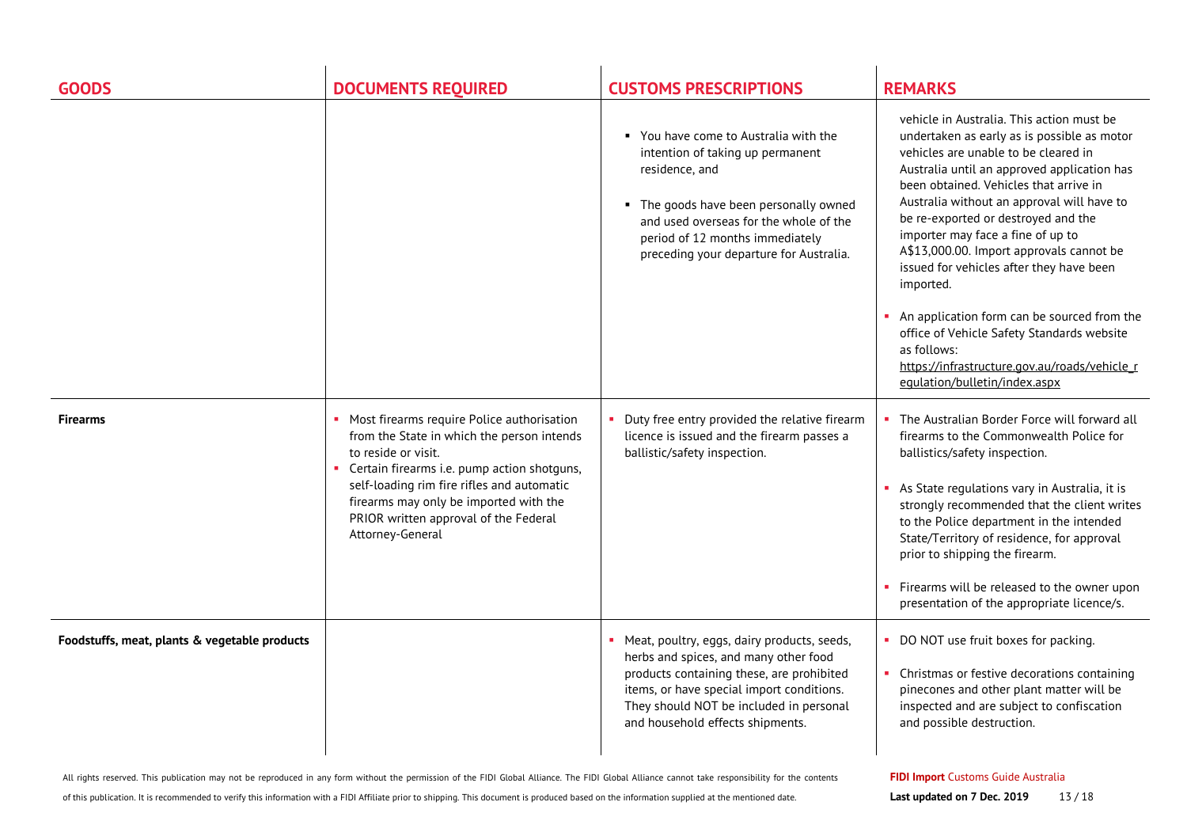| GOODS | DOCUMENTS REQUIRED | CUSTOMS PRESCRIPTIONS | REMARKS |
|---|---|---|---|
| | | ▪ You have come to Australia with the intention of taking up permanent residence, and<br><br>▪ The goods have been personally owned and used overseas for the whole of the period of 12 months immediately preceding your departure for Australia. | vehicle in Australia. This action must be undertaken as early as is possible as motor vehicles are unable to be cleared in Australia until an approved application has been obtained. Vehicles that arrive in Australia without an approval will have to be re-exported or destroyed and the importer may face a fine of up to A$13,000.00. Import approvals cannot be issued for vehicles after they have been imported.<br><br>▪ An application form can be sourced from the office of Vehicle Safety Standards website as follows: https://infrastructure.gov.au/roads/vehicle_regulation/bulletin/index.aspx |
| **Firearms** | ▪ Most firearms require Police authorisation from the State in which the person intends to reside or visit.<br>▪ Certain firearms i.e. pump action shotguns, self-loading rim fire rifles and automatic firearms may only be imported with the PRIOR written approval of the Federal Attorney-General | ▪ Duty free entry provided the relative firearm licence is issued and the firearm passes a ballistic/safety inspection. | ▪ The Australian Border Force will forward all firearms to the Commonwealth Police for ballistics/safety inspection.<br><br>▪ As State regulations vary in Australia, it is strongly recommended that the client writes to the Police department in the intended State/Territory of residence, for approval prior to shipping the firearm.<br><br>▪ Firearms will be released to the owner upon presentation of the appropriate licence/s. |
| **Foodstuffs, meat, plants & vegetable products** | | ▪ Meat, poultry, eggs, dairy products, seeds, herbs and spices, and many other food products containing these, are prohibited items, or have special import conditions. They should NOT be included in personal and household effects shipments. | ▪ DO NOT use fruit boxes for packing.<br><br>▪ Christmas or festive decorations containing pinecones and other plant matter will be inspected and are subject to confiscation and possible destruction. |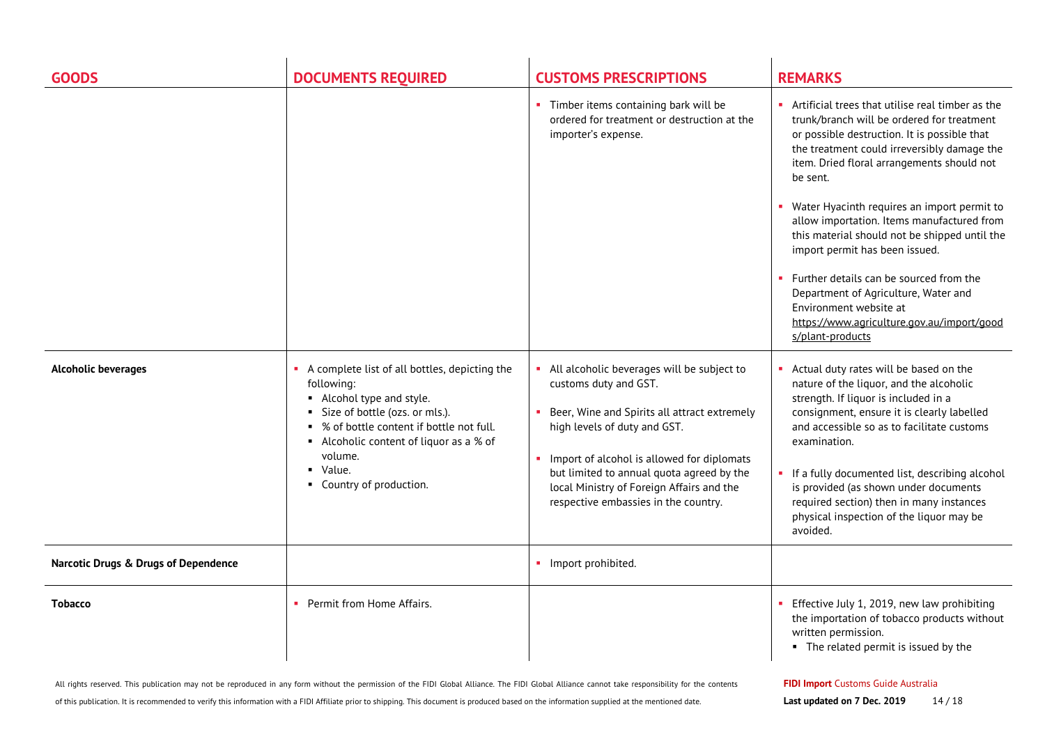| GOODS | DOCUMENTS REQUIRED | CUSTOMS PRESCRIPTIONS | REMARKS |
|---|---|---|---|
| | | ▪ Timber items containing bark will be ordered for treatment or destruction at the importer's expense. | ▪ Artificial trees that utilise real timber as the trunk/branch will be ordered for treatment or possible destruction. It is possible that the treatment could irreversibly damage the item. Dried floral arrangements should not be sent.<br><br>▪ Water Hyacinth requires an import permit to allow importation. Items manufactured from this material should not be shipped until the import permit has been issued.<br><br>▪ Further details can be sourced from the Department of Agriculture, Water and Environment website at https://www.agriculture.gov.au/import/goods/plant-products |
| **Alcoholic beverages** | ▪ A complete list of all bottles, depicting the following:<br>▪ Alcohol type and style.<br>▪ Size of bottle (ozs. or mls.).<br>▪ % of bottle content if bottle not full.<br>▪ Alcoholic content of liquor as a % of volume.<br>▪ Value.<br>▪ Country of production. | ▪ All alcoholic beverages will be subject to customs duty and GST.<br><br>▪ Beer, Wine and Spirits all attract extremely high levels of duty and GST.<br><br>▪ Import of alcohol is allowed for diplomats but limited to annual quota agreed by the local Ministry of Foreign Affairs and the respective embassies in the country. | ▪ Actual duty rates will be based on the nature of the liquor, and the alcoholic strength. If liquor is included in a consignment, ensure it is clearly labelled and accessible so as to facilitate customs examination.<br><br>▪ If a fully documented list, describing alcohol is provided (as shown under documents required section) then in many instances physical inspection of the liquor may be avoided. |
| **Narcotic Drugs & Drugs of Dependence** | | ▪ Import prohibited. | |
| **Tobacco** | ▪ Permit from Home Affairs. | | ▪ Effective July 1, 2019, new law prohibiting the importation of tobacco products without written permission.<br>▪ The related permit is issued by the |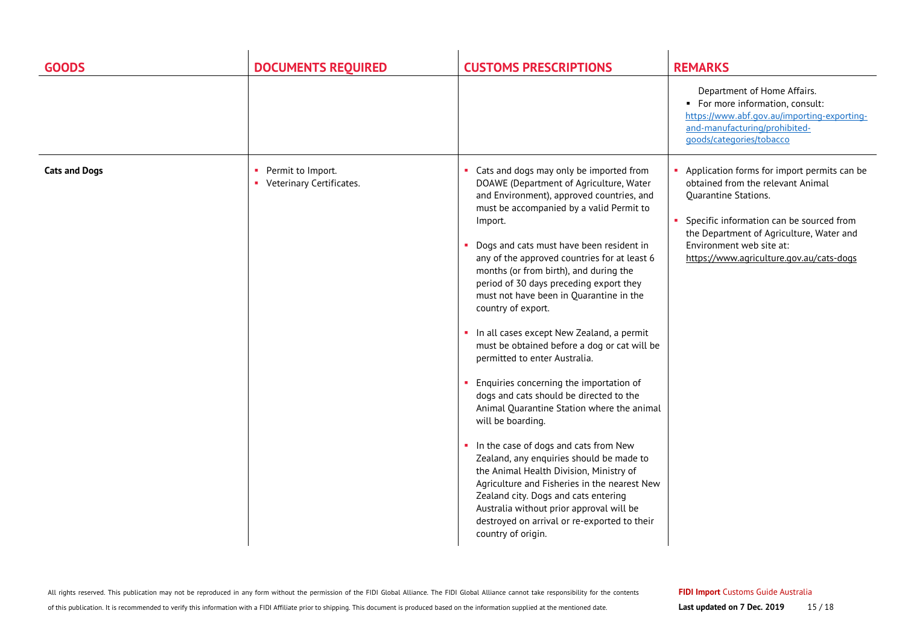| GOODS | DOCUMENTS REQUIRED | CUSTOMS PRESCRIPTIONS | REMARKS |
| --- | --- | --- | --- |
| | | | Department of Home Affairs.<br>▪ For more information, consult: https://www.abf.gov.au/importing-exporting-and-manufacturing/prohibited-goods/categories/tobacco |
| **Cats and Dogs** | ▪ Permit to Import.<br>▪ Veterinary Certificates. | ▪ Cats and dogs may only be imported from DOAWE (Department of Agriculture, Water and Environment), approved countries, and must be accompanied by a valid Permit to Import.<br>▪ Dogs and cats must have been resident in any of the approved countries for at least 6 months (or from birth), and during the period of 30 days preceding export they must not have been in Quarantine in the country of export.<br>▪ In all cases except New Zealand, a permit must be obtained before a dog or cat will be permitted to enter Australia.<br>▪ Enquiries concerning the importation of dogs and cats should be directed to the Animal Quarantine Station where the animal will be boarding.<br>▪ In the case of dogs and cats from New Zealand, any enquiries should be made to the Animal Health Division, Ministry of Agriculture and Fisheries in the nearest New Zealand city. Dogs and cats entering Australia without prior approval will be destroyed on arrival or re-exported to their country of origin. | ▪ Application forms for import permits can be obtained from the relevant Animal Quarantine Stations.<br>▪ Specific information can be sourced from the Department of Agriculture, Water and Environment web site at: https://www.agriculture.gov.au/cats-dogs |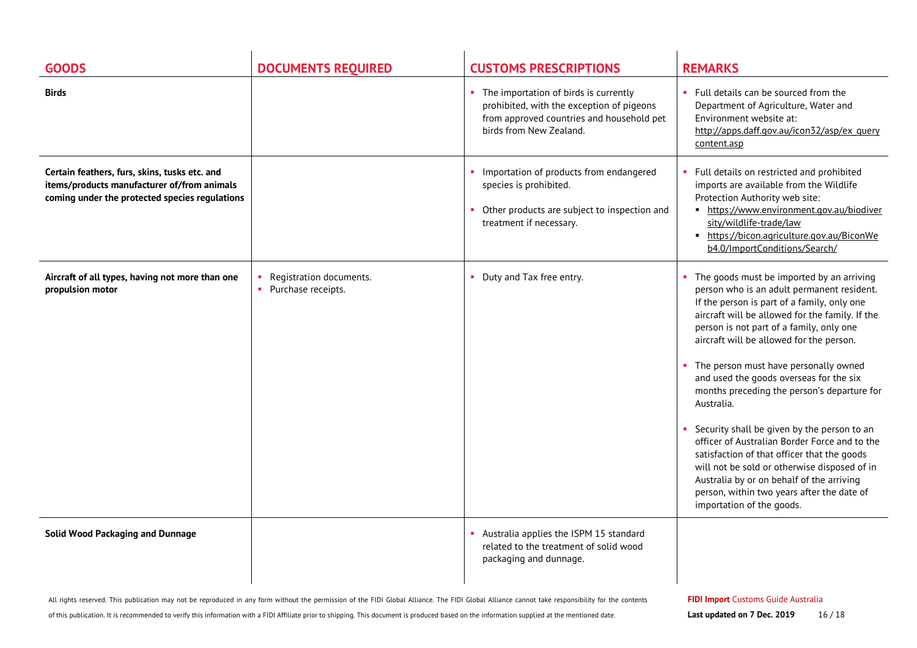| GOODS | DOCUMENTS REQUIRED | CUSTOMS PRESCRIPTIONS | REMARKS |
|---|---|---|---|
| **Birds** | | The importation of birds is currently prohibited, with the exception of pigeons from approved countries and household pet birds from New Zealand. | Full details can be sourced from the Department of Agriculture, Water and Environment website at: http://apps.daff.gov.au/icon32/asp/ex_querycontent.asp |
| **Certain feathers, furs, skins, tusks etc. and items/products manufacturer of/from animals coming under the protected species regulations** | | • Importation of products from endangered species is prohibited.<br>• Other products are subject to inspection and treatment if necessary. | Full details on restricted and prohibited imports are available from the Wildlife Protection Authority web site:<br>▪ https://www.environment.gov.au/biodiversity/wildlife-trade/law<br>▪ https://bicon.agriculture.gov.au/BiconWeb4.0/ImportConditions/Search/ |
| **Aircraft of all types, having not more than one propulsion motor** | • Registration documents.<br>• Purchase receipts. | Duty and Tax free entry. | • The goods must be imported by an arriving person who is an adult permanent resident. If the person is part of a family, only one aircraft will be allowed for the family. If the person is not part of a family, only one aircraft will be allowed for the person.<br>• The person must have personally owned and used the goods overseas for the six months preceding the person's departure for Australia.<br>• Security shall be given by the person to an officer of Australian Border Force and to the satisfaction of that officer that the goods will not be sold or otherwise disposed of in Australia by or on behalf of the arriving person, within two years after the date of importation of the goods. |
| **Solid Wood Packaging and Dunnage** | | Australia applies the ISPM 15 standard related to the treatment of solid wood packaging and dunnage. | |

All rights reserved. This publication may not be reproduced in any form without the permission of the FIDI Global Alliance. The FIDI Global Alliance cannot take responsibility for the contents of this publication. It is recommended to verify this information with a FIDI Affiliate prior to shipping. This document is produced based on the information supplied at the mentioned date.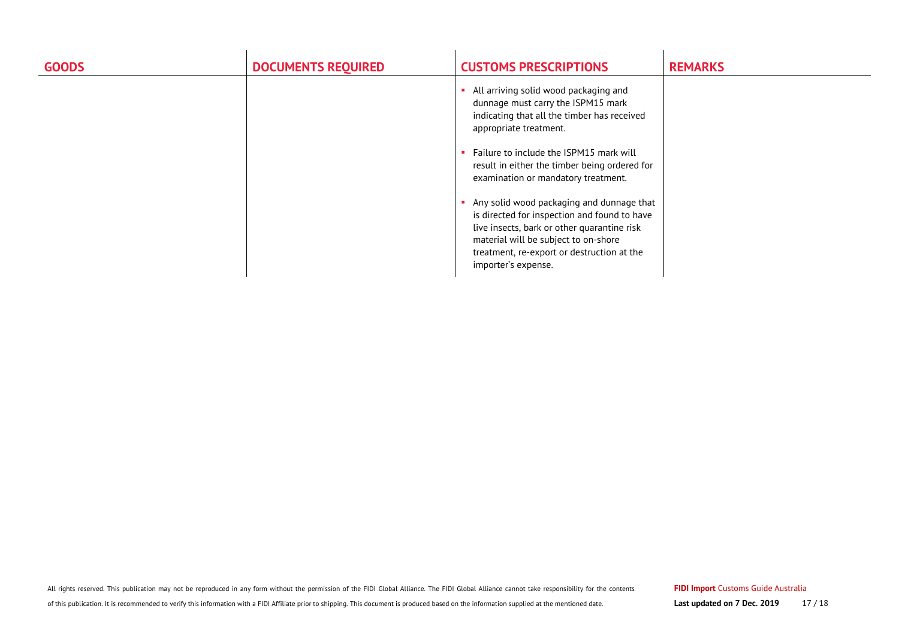| GOODS | DOCUMENTS REQUIRED | CUSTOMS PRESCRIPTIONS | REMARKS |
|---|---|---|---|
| | | ▪ All arriving solid wood packaging and dunnage must carry the ISPM15 mark indicating that all the timber has received appropriate treatment.<br><br>▪ Failure to include the ISPM15 mark will result in either the timber being ordered for examination or mandatory treatment.<br><br>▪ Any solid wood packaging and dunnage that is directed for inspection and found to have live insects, bark or other quarantine risk material will be subject to on-shore treatment, re-export or destruction at the importer's expense. | |

All rights reserved. This publication may not be reproduced in any form without the permission of the FIDI Global Alliance. The FIDI Global Alliance cannot take responsibility for the contents of this publication. It is recommended to verify this information with a FIDI Affiliate prior to shipping. This document is produced based on the information supplied at the mentioned date.

**FIDI Import** Customs Guide Australia
**Last updated on 7 Dec. 2019**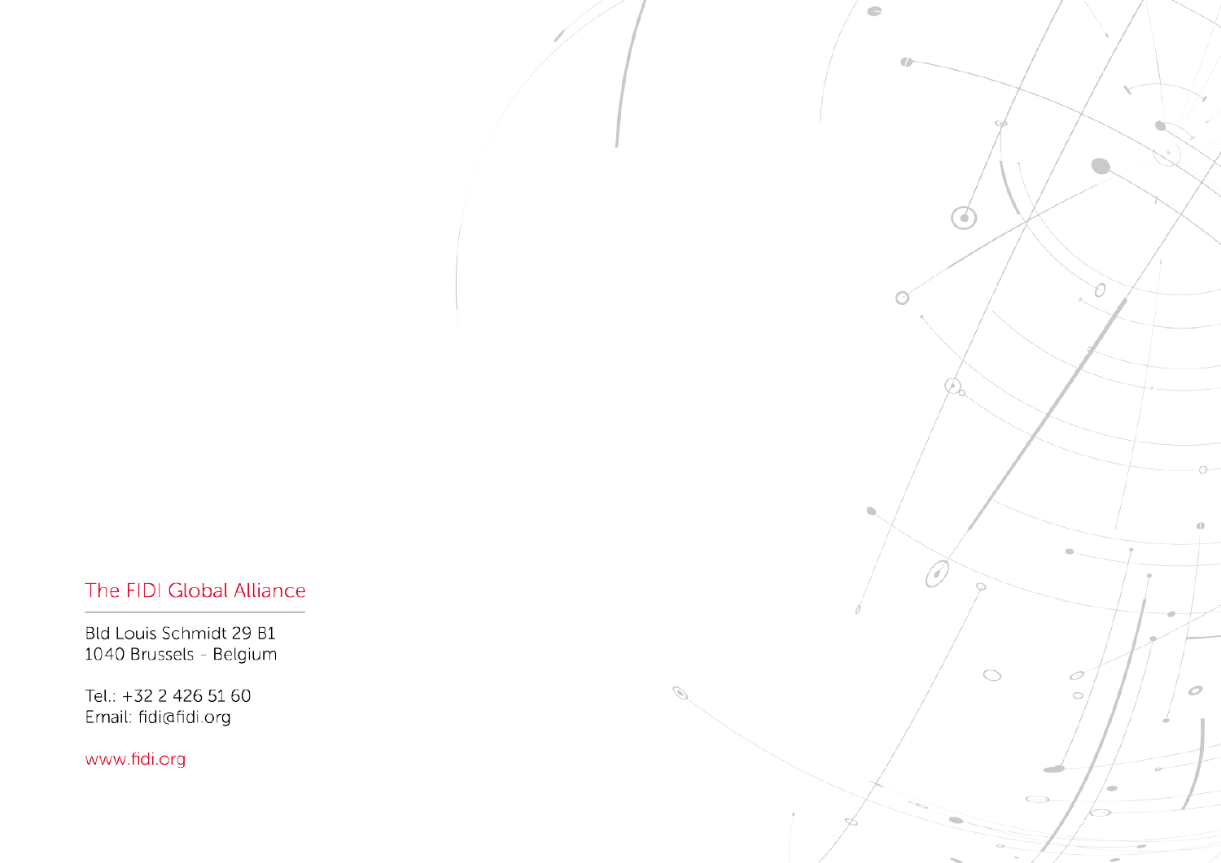The FIDI Global Alliance

Bld Louis Schmidt 29 B1
1040 Brussels - Belgium

Tel.: +32 2 426 51 60
Email: fidi@fidi.org

www.fidi.org